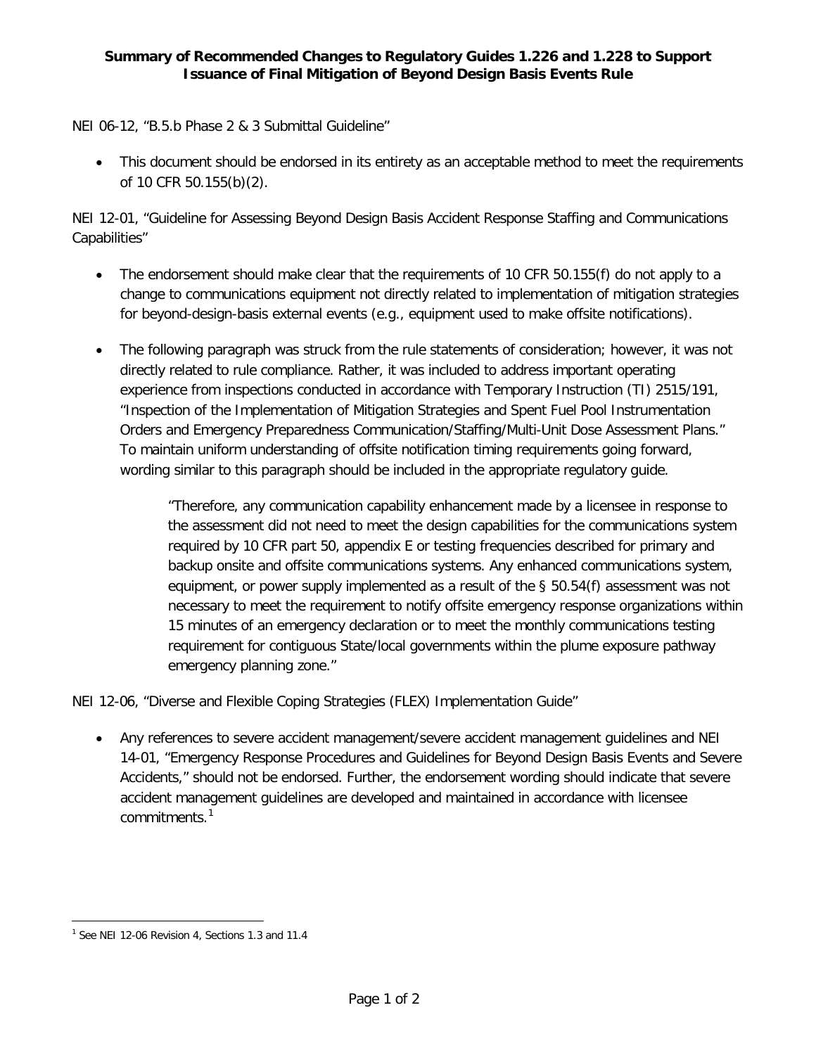# Summary of Recommended Changes to Regulatory Guides 1.226 and 1.228 to Support Issuance of Final Mitigation of Beyond Design Basis Events Rule

NEI 06-12, "B.5.b Phase 2 & 3 Submittal Guideline"

- This document should be endorsed in its entirety as an acceptable method to meet the requirements of 10 CFR 50.155(b)(2).

NEI 12-01, "Guideline for Assessing Beyond Design Basis Accident Response Staffing and Communications Capabilities"

- The endorsement should make clear that the requirements of 10 CFR 50.155(f) do not apply to a change to communications equipment not directly related to implementation of mitigation strategies for beyond-design-basis external events (e.g., equipment used to make offsite notifications).

- The following paragraph was struck from the rule statements of consideration; however, it was not directly related to rule compliance. Rather, it was included to address important operating experience from inspections conducted in accordance with Temporary Instruction (TI) 2515/191, "Inspection of the Implementation of Mitigation Strategies and Spent Fuel Pool Instrumentation Orders and Emergency Preparedness Communication/Staffing/Multi-Unit Dose Assessment Plans." To maintain uniform understanding of offsite notification timing requirements going forward, wording similar to this paragraph should be included in the appropriate regulatory guide.

  > "Therefore, any communication capability enhancement made by a licensee in response to the assessment did not need to meet the design capabilities for the communications system required by 10 CFR part 50, appendix E or testing frequencies described for primary and backup onsite and offsite communications systems. Any enhanced communications system, equipment, or power supply implemented as a result of the § 50.54(f) assessment was not necessary to meet the requirement to notify offsite emergency response organizations within 15 minutes of an emergency declaration or to meet the monthly communications testing requirement for contiguous State/local governments within the plume exposure pathway emergency planning zone."

NEI 12-06, "Diverse and Flexible Coping Strategies (FLEX) Implementation Guide"

- Any references to severe accident management/severe accident management guidelines and NEI 14-01, "Emergency Response Procedures and Guidelines for Beyond Design Basis Events and Severe Accidents," should not be endorsed. Further, the endorsement wording should indicate that severe accident management guidelines are developed and maintained in accordance with licensee commitments.[1]

[1] See NEI 12-06 Revision 4, Sections 1.3 and 11.4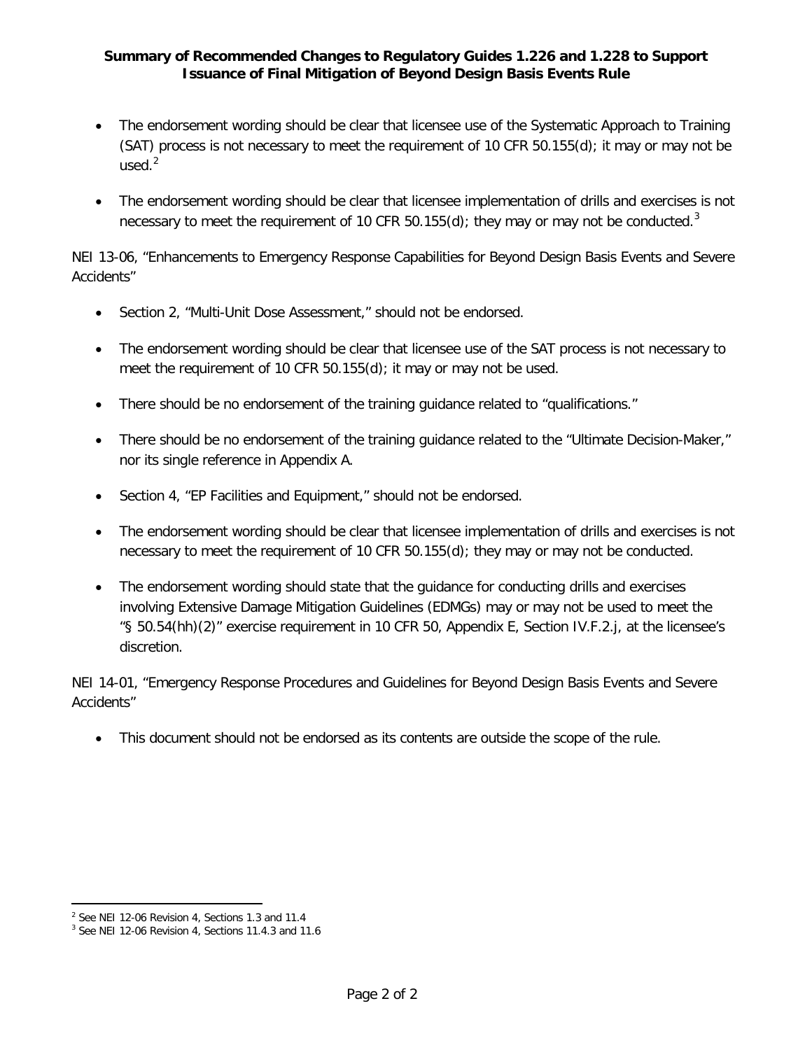- The endorsement wording should be clear that licensee use of the Systematic Approach to Training (SAT) process is not necessary to meet the requirement of 10 CFR 50.155(d); it may or may not be used.[2]

- The endorsement wording should be clear that licensee implementation of drills and exercises is not necessary to meet the requirement of 10 CFR 50.155(d); they may or may not be conducted.[3]

NEI 13-06, "Enhancements to Emergency Response Capabilities for Beyond Design Basis Events and Severe Accidents"

- Section 2, "Multi-Unit Dose Assessment," should not be endorsed.

- The endorsement wording should be clear that licensee use of the SAT process is not necessary to meet the requirement of 10 CFR 50.155(d); it may or may not be used.

- There should be no endorsement of the training guidance related to "qualifications."

- There should be no endorsement of the training guidance related to the "Ultimate Decision-Maker," nor its single reference in Appendix A.

- Section 4, "EP Facilities and Equipment," should not be endorsed.

- The endorsement wording should be clear that licensee implementation of drills and exercises is not necessary to meet the requirement of 10 CFR 50.155(d); they may or may not be conducted.

- The endorsement wording should state that the guidance for conducting drills and exercises involving Extensive Damage Mitigation Guidelines (EDMGs) may or may not be used to meet the "§ 50.54(hh)(2)" exercise requirement in 10 CFR 50, Appendix E, Section IV.F.2.j, at the licensee's discretion.

NEI 14-01, "Emergency Response Procedures and Guidelines for Beyond Design Basis Events and Severe Accidents"

- This document should not be endorsed as its contents are outside the scope of the rule.

[2] See NEI 12-06 Revision 4, Sections 1.3 and 11.4

[3] See NEI 12-06 Revision 4, Sections 11.4.3 and 11.6